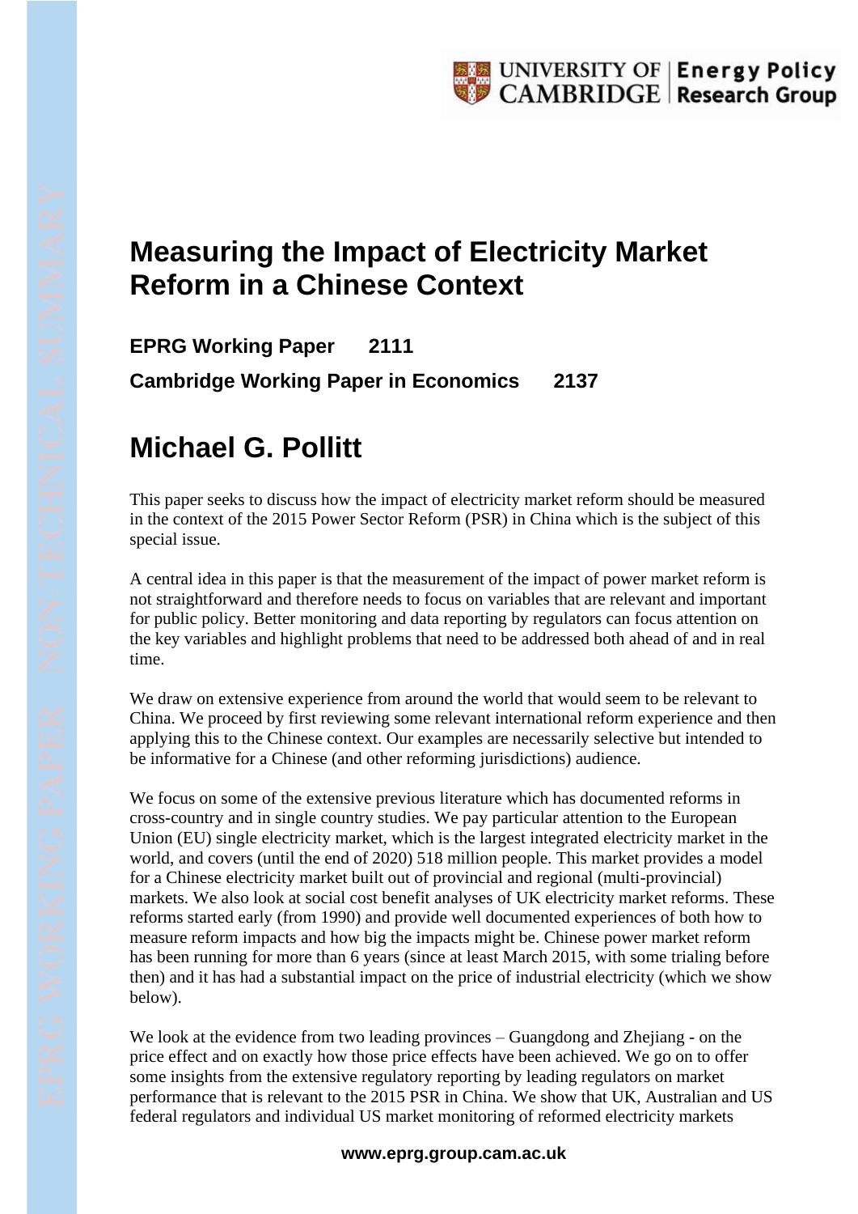# Measuring the Impact of Electricity Market Reform in a Chinese Context

**EPRG Working Paper 2111**

**Cambridge Working Paper in Economics 2137**

# Michael G. Pollitt

This paper seeks to discuss how the impact of electricity market reform should be measured in the context of the 2015 Power Sector Reform (PSR) in China which is the subject of this special issue.

A central idea in this paper is that the measurement of the impact of power market reform is not straightforward and therefore needs to focus on variables that are relevant and important for public policy. Better monitoring and data reporting by regulators can focus attention on the key variables and highlight problems that need to be addressed both ahead of and in real time.

We draw on extensive experience from around the world that would seem to be relevant to China. We proceed by first reviewing some relevant international reform experience and then applying this to the Chinese context. Our examples are necessarily selective but intended to be informative for a Chinese (and other reforming jurisdictions) audience.

We focus on some of the extensive previous literature which has documented reforms in cross-country and in single country studies. We pay particular attention to the European Union (EU) single electricity market, which is the largest integrated electricity market in the world, and covers (until the end of 2020) 518 million people. This market provides a model for a Chinese electricity market built out of provincial and regional (multi-provincial) markets. We also look at social cost benefit analyses of UK electricity market reforms. These reforms started early (from 1990) and provide well documented experiences of both how to measure reform impacts and how big the impacts might be. Chinese power market reform has been running for more than 6 years (since at least March 2015, with some trialing before then) and it has had a substantial impact on the price of industrial electricity (which we show below).

We look at the evidence from two leading provinces – Guangdong and Zhejiang - on the price effect and on exactly how those price effects have been achieved. We go on to offer some insights from the extensive regulatory reporting by leading regulators on market performance that is relevant to the 2015 PSR in China. We show that UK, Australian and US federal regulators and individual US market monitoring of reformed electricity markets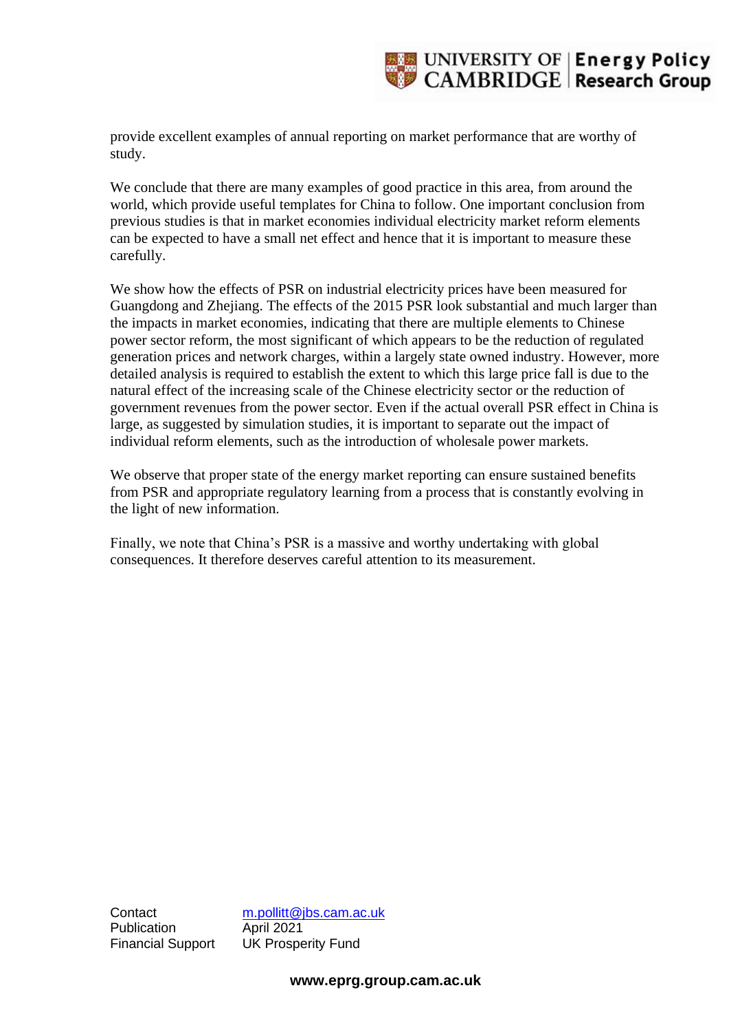provide excellent examples of annual reporting on market performance that are worthy of study.

We conclude that there are many examples of good practice in this area, from around the world, which provide useful templates for China to follow. One important conclusion from previous studies is that in market economies individual electricity market reform elements can be expected to have a small net effect and hence that it is important to measure these carefully.

We show how the effects of PSR on industrial electricity prices have been measured for Guangdong and Zhejiang. The effects of the 2015 PSR look substantial and much larger than the impacts in market economies, indicating that there are multiple elements to Chinese power sector reform, the most significant of which appears to be the reduction of regulated generation prices and network charges, within a largely state owned industry. However, more detailed analysis is required to establish the extent to which this large price fall is due to the natural effect of the increasing scale of the Chinese electricity sector or the reduction of government revenues from the power sector. Even if the actual overall PSR effect in China is large, as suggested by simulation studies, it is important to separate out the impact of individual reform elements, such as the introduction of wholesale power markets.

We observe that proper state of the energy market reporting can ensure sustained benefits from PSR and appropriate regulatory learning from a process that is constantly evolving in the light of new information.

Finally, we note that China's PSR is a massive and worthy undertaking with global consequences. It therefore deserves careful attention to its measurement.

| | |
|---|---|
| Contact | m.pollitt@jbs.cam.ac.uk |
| Publication | April 2021 |
| Financial Support | UK Prosperity Fund |

www.eprg.group.cam.ac.uk